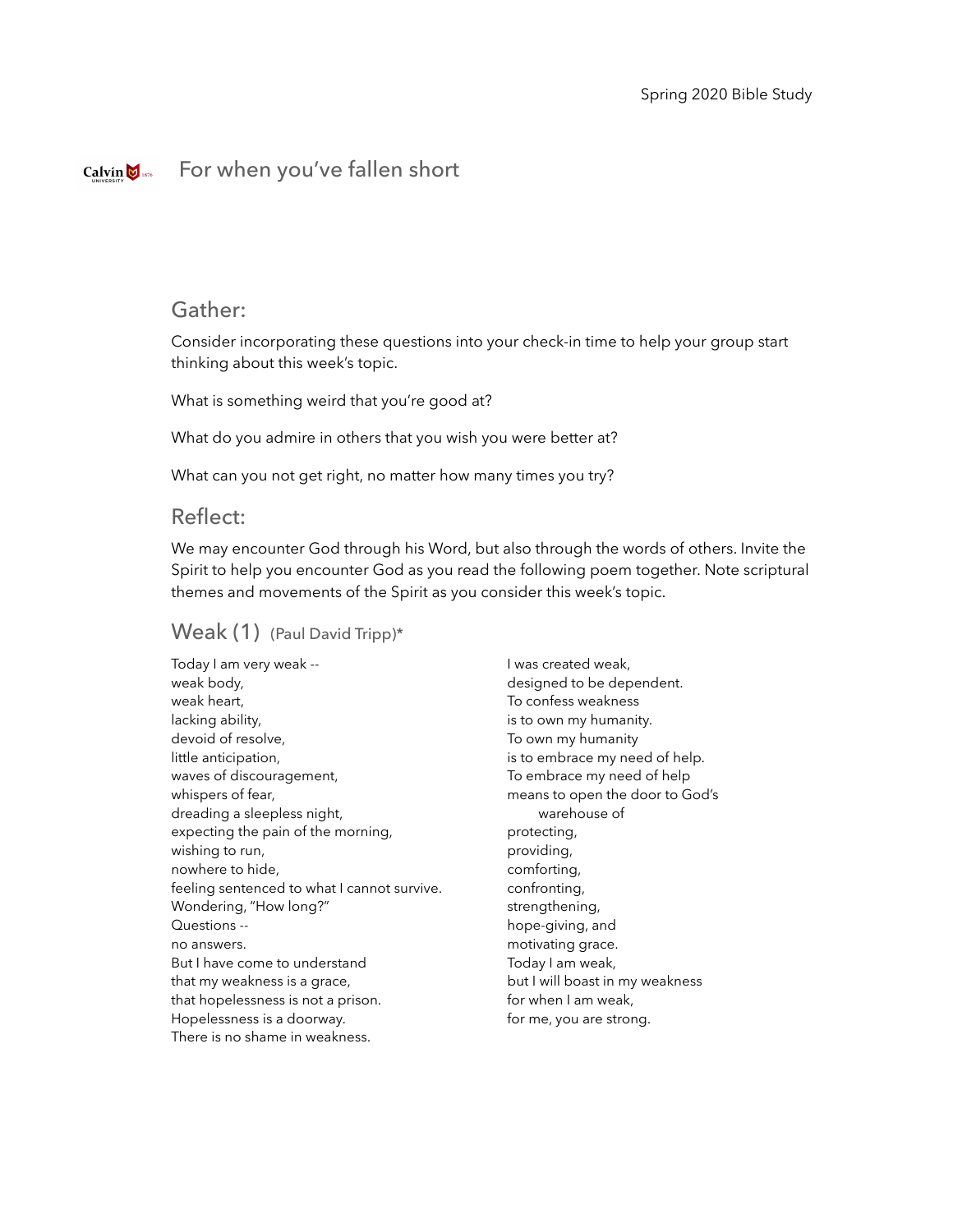Spring 2020 Bible Study

# For when you've fallen short

## Gather:

Consider incorporating these questions into your check-in time to help your group start thinking about this week's topic.

What is something weird that you're good at?

What do you admire in others that you wish you were better at?

What can you not get right, no matter how many times you try?

## Reflect:

We may encounter God through his Word, but also through the words of others. Invite the Spirit to help you encounter God as you read the following poem together. Note scriptural themes and movements of the Spirit as you consider this week's topic.

### Weak (1) (Paul David Tripp)*

Today I am very weak --
weak body,
weak heart,
lacking ability,
devoid of resolve,
little anticipation,
waves of discouragement,
whispers of fear,
dreading a sleepless night,
expecting the pain of the morning,
wishing to run,
nowhere to hide,
feeling sentenced to what I cannot survive.
Wondering, "How long?"
Questions --
no answers.
But I have come to understand
that my weakness is a grace,
that hopelessness is not a prison.
Hopelessness is a doorway.
There is no shame in weakness.
I was created weak,
designed to be dependent.
To confess weakness
is to own my humanity.
To own my humanity
is to embrace my need of help.
To embrace my need of help
means to open the door to God's
warehouse of
protecting,
providing,
comforting,
confronting,
strengthening,
hope-giving, and
motivating grace.
Today I am weak,
but I will boast in my weakness
for when I am weak,
for me, you are strong.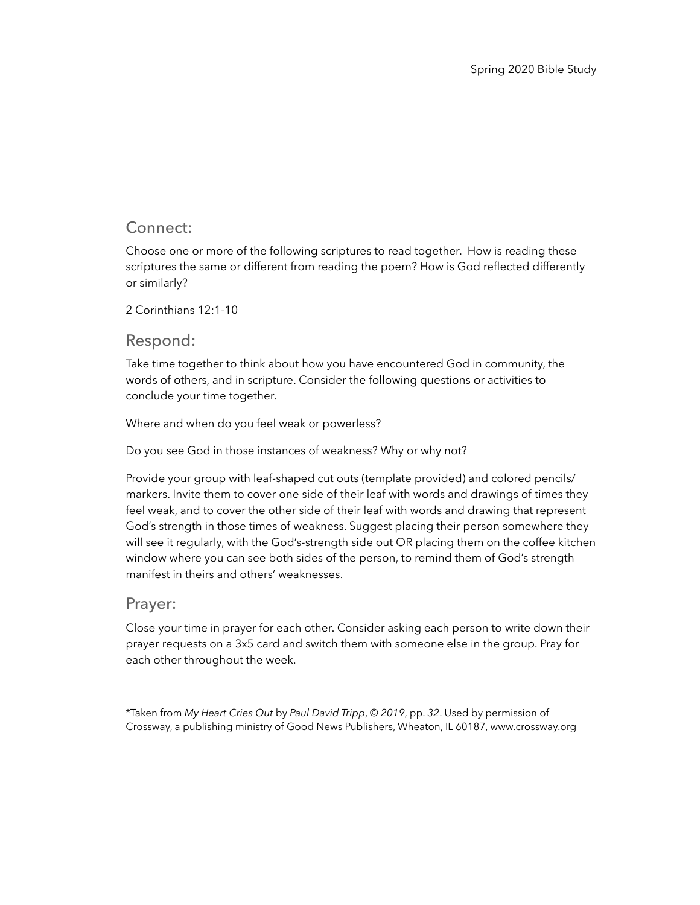## Connect:

Choose one or more of the following scriptures to read together. How is reading these scriptures the same or different from reading the poem? How is God reflected differently or similarly?

2 Corinthians 12:1-10

## Respond:

Take time together to think about how you have encountered God in community, the words of others, and in scripture. Consider the following questions or activities to conclude your time together.

Where and when do you feel weak or powerless?

Do you see God in those instances of weakness? Why or why not?

Provide your group with leaf-shaped cut outs (template provided) and colored pencils/ markers. Invite them to cover one side of their leaf with words and drawings of times they feel weak, and to cover the other side of their leaf with words and drawing that represent God's strength in those times of weakness. Suggest placing their person somewhere they will see it regularly, with the God's-strength side out OR placing them on the coffee kitchen window where you can see both sides of the person, to remind them of God's strength manifest in theirs and others' weaknesses.

## Prayer:

Close your time in prayer for each other. Consider asking each person to write down their prayer requests on a 3x5 card and switch them with someone else in the group. Pray for each other throughout the week.

*Taken from *My Heart Cries Out* by *Paul David Tripp*, *© 2019*, pp. *32*. Used by permission of Crossway, a publishing ministry of Good News Publishers, Wheaton, IL 60187, www.crossway.org